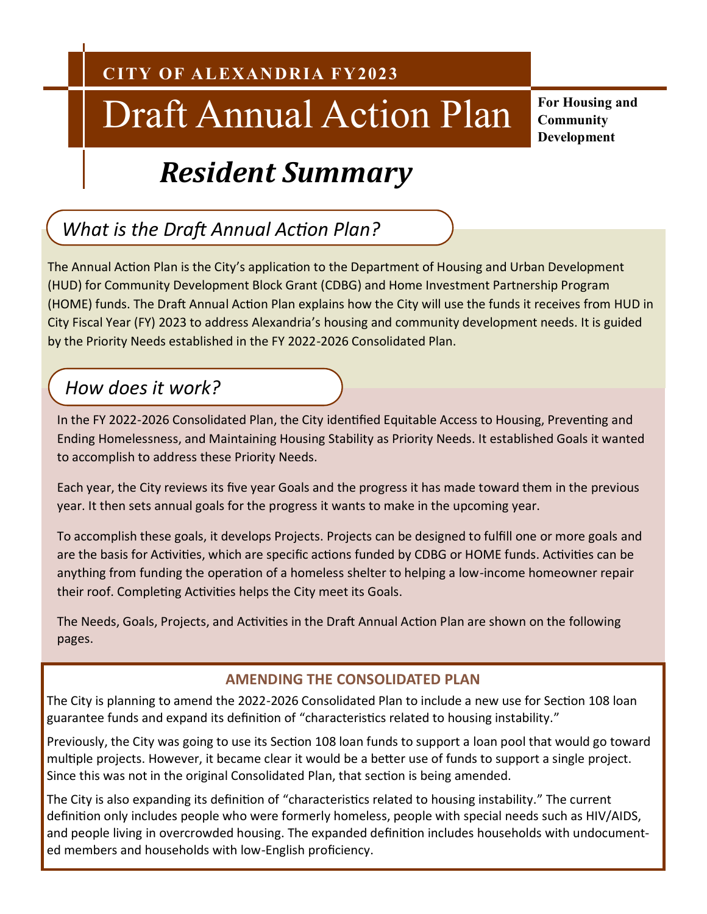**CITY OF ALEXANDRIA FY2023**

# Draft Annual Action Plan

**For Housing and Community Development**

## *Resident Summary*

### *What is the Draft Annual Action Plan?*

The Annual Action Plan is the City's application to the Department of Housing and Urban Development (HUD) for Community Development Block Grant (CDBG) and Home Investment Partnership Program (HOME) funds. The Draft Annual Action Plan explains how the City will use the funds it receives from HUD in City Fiscal Year (FY) 2023 to address Alexandria's housing and community development needs. It is guided by the Priority Needs established in the FY 2022-2026 Consolidated Plan.

### *How does it work?*

In the FY 2022-2026 Consolidated Plan, the City identified Equitable Access to Housing, Preventing and Ending Homelessness, and Maintaining Housing Stability as Priority Needs. It established Goals it wanted to accomplish to address these Priority Needs.

Each year, the City reviews its five year Goals and the progress it has made toward them in the previous year. It then sets annual goals for the progress it wants to make in the upcoming year.

To accomplish these goals, it develops Projects. Projects can be designed to fulfill one or more goals and are the basis for Activities, which are specific actions funded by CDBG or HOME funds. Activities can be anything from funding the operation of a homeless shelter to helping a low-income homeowner repair their roof. Completing Activities helps the City meet its Goals.

The Needs, Goals, Projects, and Activities in the Draft Annual Action Plan are shown on the following pages.

### AMENDING THE CONSOLIDATED PLAN

The City is planning to amend the 2022-2026 Consolidated Plan to include a new use for Section 108 loan guarantee funds and expand its definition of "characteristics related to housing instability."

Previously, the City was going to use its Section 108 loan funds to support a loan pool that would go toward multiple projects. However, it became clear it would be a better use of funds to support a single project. Since this was not in the original Consolidated Plan, that section is being amended.

The City is also expanding its definition of "characteristics related to housing instability." The current definition only includes people who were formerly homeless, people with special needs such as HIV/AIDS, and people living in overcrowded housing. The expanded definition includes households with undocumented members and households with low-English proficiency.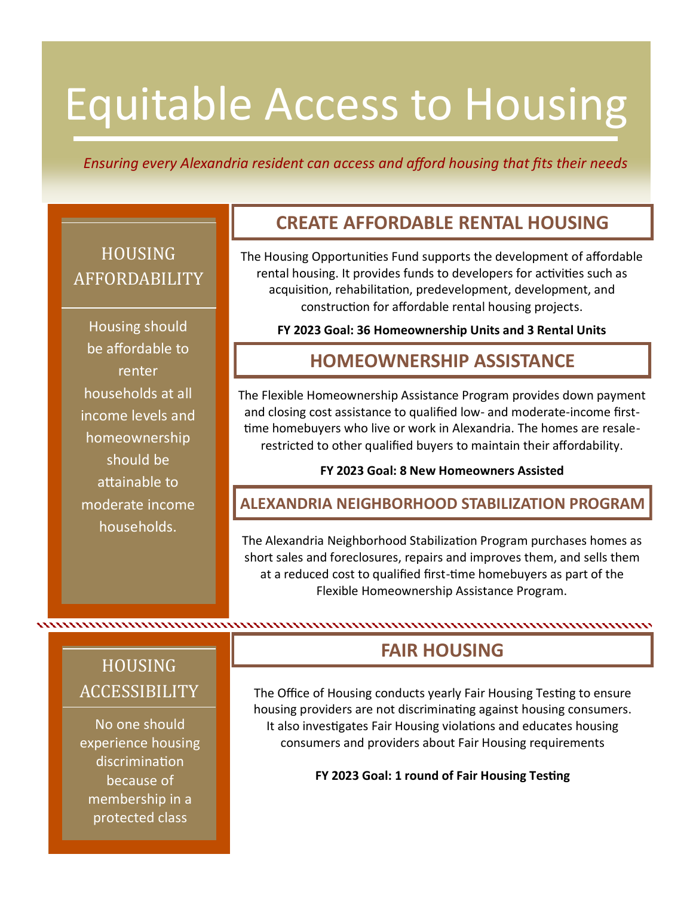# Equitable Access to Housing

*Ensuring every Alexandria resident can access and afford housing that fits their needs*

## HOUSING AFFORDABILITY

Housing should be affordable to renter households at all income levels and homeownership should be attainable to moderate income households.

### CREATE AFFORDABLE RENTAL HOUSING

The Housing Opportunities Fund supports the development of affordable rental housing. It provides funds to developers for activities such as acquisition, rehabilitation, predevelopment, development, and construction for affordable rental housing projects.

**FY 2023 Goal: 36 Homeownership Units and 3 Rental Units**

### HOMEOWNERSHIP ASSISTANCE

The Flexible Homeownership Assistance Program provides down payment and closing cost assistance to qualified low- and moderate-income first-time homebuyers who live or work in Alexandria. The homes are resale-restricted to other qualified buyers to maintain their affordability.

**FY 2023 Goal: 8 New Homeowners Assisted**

### ALEXANDRIA NEIGHBORHOOD STABILIZATION PROGRAM

The Alexandria Neighborhood Stabilization Program purchases homes as short sales and foreclosures, repairs and improves them, and sells them at a reduced cost to qualified first-time homebuyers as part of the Flexible Homeownership Assistance Program.

## HOUSING ACCESSIBILITY

No one should experience housing discrimination because of membership in a protected class

### FAIR HOUSING

The Office of Housing conducts yearly Fair Housing Testing to ensure housing providers are not discriminating against housing consumers. It also investigates Fair Housing violations and educates housing consumers and providers about Fair Housing requirements

**FY 2023 Goal: 1 round of Fair Housing Testing**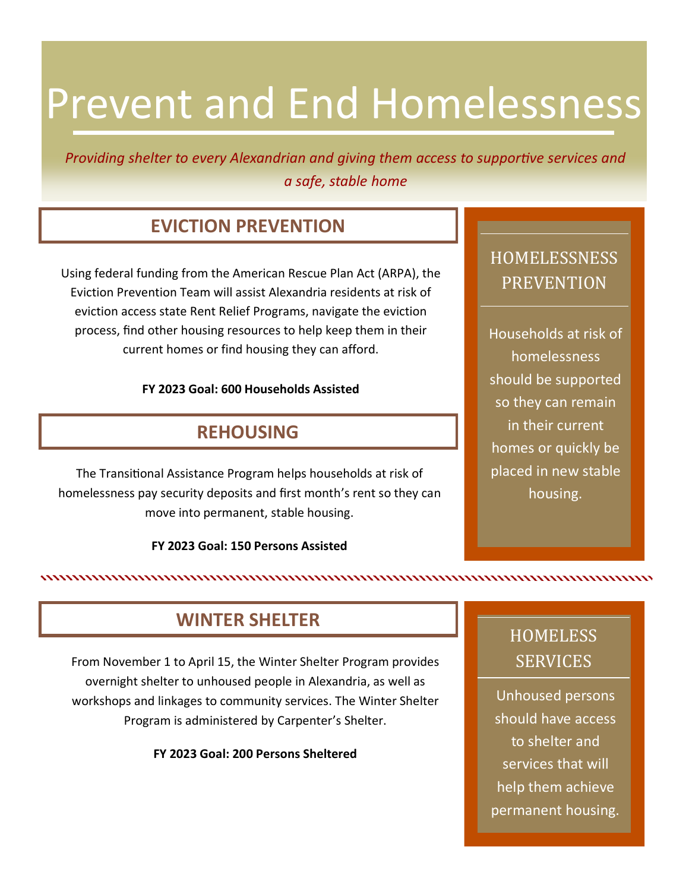# Prevent and End Homelessness

*Providing shelter to every Alexandrian and giving them access to supportive services and a safe, stable home*

## EVICTION PREVENTION

Using federal funding from the American Rescue Plan Act (ARPA), the Eviction Prevention Team will assist Alexandria residents at risk of eviction access state Rent Relief Programs, navigate the eviction process, find other housing resources to help keep them in their current homes or find housing they can afford.

**FY 2023 Goal: 600 Households Assisted**

## REHOUSING

The Transitional Assistance Program helps households at risk of homelessness pay security deposits and first month's rent so they can move into permanent, stable housing.

**FY 2023 Goal: 150 Persons Assisted**

### HOMELESSNESS PREVENTION

Households at risk of homelessness should be supported so they can remain in their current homes or quickly be placed in new stable housing.

## WINTER SHELTER

From November 1 to April 15, the Winter Shelter Program provides overnight shelter to unhoused people in Alexandria, as well as workshops and linkages to community services. The Winter Shelter Program is administered by Carpenter's Shelter.

**FY 2023 Goal: 200 Persons Sheltered**

### HOMELESS SERVICES

Unhoused persons should have access to shelter and services that will help them achieve permanent housing.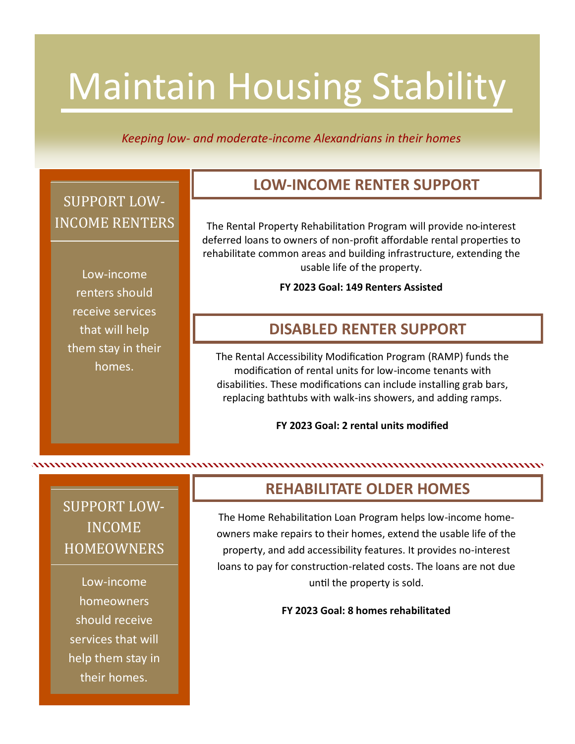# Maintain Housing Stability

*Keeping low- and moderate-income Alexandrians in their homes*

## SUPPORT LOW-INCOME RENTERS

Low-income renters should receive services that will help them stay in their homes.

### LOW-INCOME RENTER SUPPORT

The Rental Property Rehabilitation Program will provide no-interest deferred loans to owners of non-profit affordable rental properties to rehabilitate common areas and building infrastructure, extending the usable life of the property.

**FY 2023 Goal: 149 Renters Assisted**

### DISABLED RENTER SUPPORT

The Rental Accessibility Modification Program (RAMP) funds the modification of rental units for low-income tenants with disabilities. These modifications can include installing grab bars, replacing bathtubs with walk-ins showers, and adding ramps.

**FY 2023 Goal: 2 rental units modified**

## SUPPORT LOW-INCOME HOMEOWNERS

Low-income homeowners should receive services that will help them stay in their homes.

### REHABILITATE OLDER HOMES

The Home Rehabilitation Loan Program helps low-income home-owners make repairs to their homes, extend the usable life of the property, and add accessibility features. It provides no-interest loans to pay for construction-related costs. The loans are not due until the property is sold.

**FY 2023 Goal: 8 homes rehabilitated**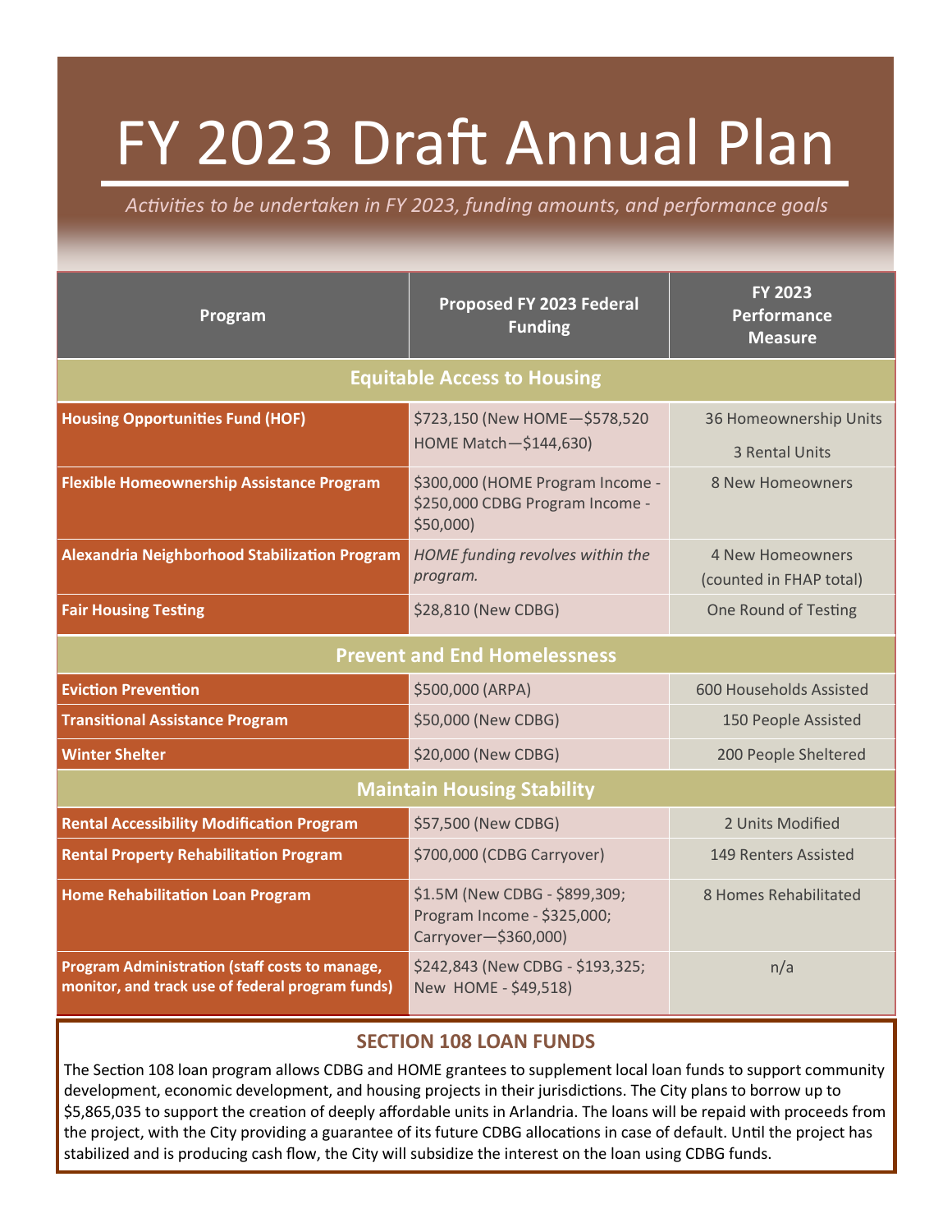# FY 2023 Draft Annual Plan

*Activities to be undertaken in FY 2023, funding amounts, and performance goals*

| Program | Proposed FY 2023 Federal Funding | FY 2023 Performance Measure |
|---|---|---|
| **Equitable Access to Housing** | | |
| **Housing Opportunities Fund (HOF)** | $723,150 (New HOME—$578,520 HOME Match—$144,630) | 36 Homeownership Units<br>3 Rental Units |
| **Flexible Homeownership Assistance Program** | $300,000 (HOME Program Income - $250,000 CDBG Program Income - $50,000) | 8 New Homeowners |
| **Alexandria Neighborhood Stabilization Program** | *HOME funding revolves within the program.* | 4 New Homeowners (counted in FHAP total) |
| **Fair Housing Testing** | $28,810 (New CDBG) | One Round of Testing |
| **Prevent and End Homelessness** | | |
| **Eviction Prevention** | $500,000 (ARPA) | 600 Households Assisted |
| **Transitional Assistance Program** | $50,000 (New CDBG) | 150 People Assisted |
| **Winter Shelter** | $20,000 (New CDBG) | 200 People Sheltered |
| **Maintain Housing Stability** | | |
| **Rental Accessibility Modification Program** | $57,500 (New CDBG) | 2 Units Modified |
| **Rental Property Rehabilitation Program** | $700,000 (CDBG Carryover) | 149 Renters Assisted |
| **Home Rehabilitation Loan Program** | $1.5M (New CDBG - $899,309; Program Income - $325,000; Carryover—$360,000) | 8 Homes Rehabilitated |
| **Program Administration (staff costs to manage, monitor, and track use of federal program funds)** | $242,843 (New CDBG - $193,325; New HOME - $49,518) | n/a |

## SECTION 108 LOAN FUNDS

The Section 108 loan program allows CDBG and HOME grantees to supplement local loan funds to support community development, economic development, and housing projects in their jurisdictions. The City plans to borrow up to $5,865,035 to support the creation of deeply affordable units in Arlandria. The loans will be repaid with proceeds from the project, with the City providing a guarantee of its future CDBG allocations in case of default. Until the project has stabilized and is producing cash flow, the City will subsidize the interest on the loan using CDBG funds.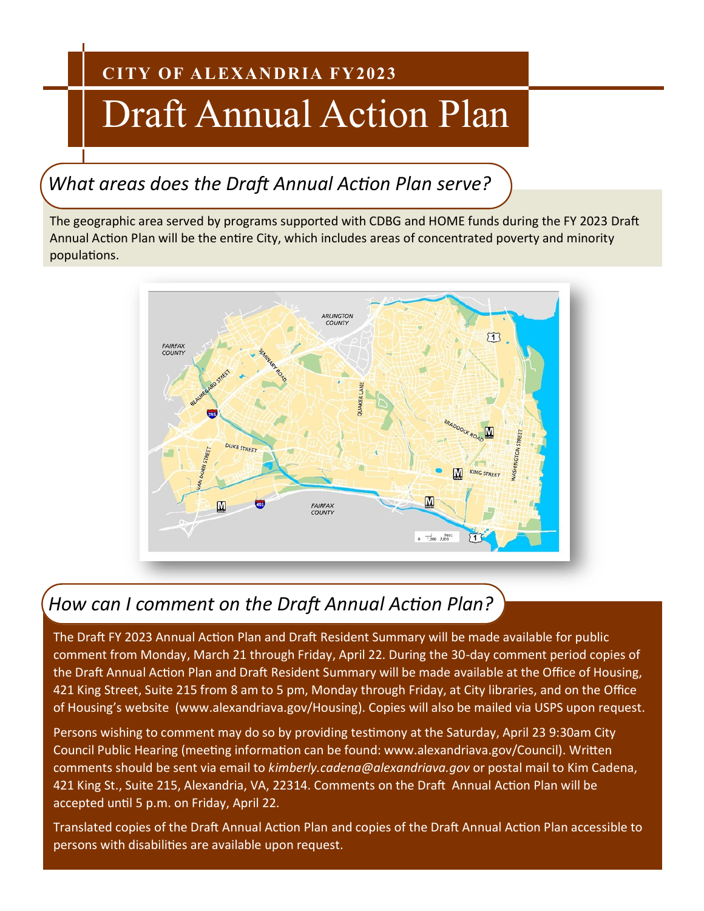**CITY OF ALEXANDRIA FY2023**

# Draft Annual Action Plan

## *What areas does the Draft Annual Action Plan serve?*

The geographic area served by programs supported with CDBG and HOME funds during the FY 2023 Draft Annual Action Plan will be the entire City, which includes areas of concentrated poverty and minority populations.

## *How can I comment on the Draft Annual Action Plan?*

The Draft FY 2023 Annual Action Plan and Draft Resident Summary will be made available for public comment from Monday, March 21 through Friday, April 22. During the 30-day comment period copies of the Draft Annual Action Plan and Draft Resident Summary will be made available at the Office of Housing, 421 King Street, Suite 215 from 8 am to 5 pm, Monday through Friday, at City libraries, and on the Office of Housing's website (www.alexandriava.gov/Housing). Copies will also be mailed via USPS upon request.

Persons wishing to comment may do so by providing testimony at the Saturday, April 23 9:30am City Council Public Hearing (meeting information can be found: www.alexandriava.gov/Council). Written comments should be sent via email to *kimberly.cadena@alexandriava.gov* or postal mail to Kim Cadena, 421 King St., Suite 215, Alexandria, VA, 22314. Comments on the Draft Annual Action Plan will be accepted until 5 p.m. on Friday, April 22.

Translated copies of the Draft Annual Action Plan and copies of the Draft Annual Action Plan accessible to persons with disabilities are available upon request.